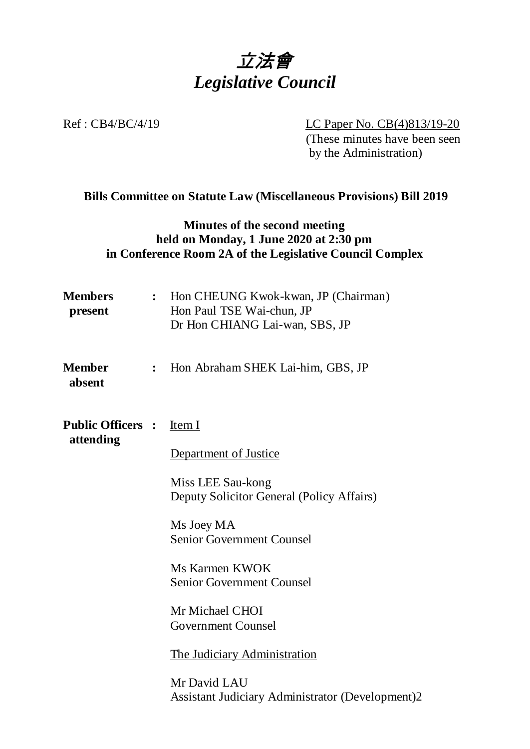# *立法會*
# *Legislative Council*

Ref : CB4/BC/4/19

LC Paper No. CB(4)813/19-20
(These minutes have been seen by the Administration)

**Bills Committee on Statute Law (Miscellaneous Provisions) Bill 2019**

**Minutes of the second meeting**
**held on Monday, 1 June 2020 at 2:30 pm**
**in Conference Room 2A of the Legislative Council Complex**

| | | |
|---|---|---|
| **Members present** | : | Hon CHEUNG Kwok-kwan, JP (Chairman)<br>Hon Paul TSE Wai-chun, JP<br>Dr Hon CHIANG Lai-wan, SBS, JP |
| **Member absent** | : | Hon Abraham SHEK Lai-him, GBS, JP |
| **Public Officers attending** | : | Item I<br><br>Department of Justice<br><br>Miss LEE Sau-kong<br>Deputy Solicitor General (Policy Affairs)<br><br>Ms Joey MA<br>Senior Government Counsel<br><br>Ms Karmen KWOK<br>Senior Government Counsel<br><br>Mr Michael CHOI<br>Government Counsel<br><br>The Judiciary Administration<br><br>Mr David LAU<br>Assistant Judiciary Administrator (Development)2 |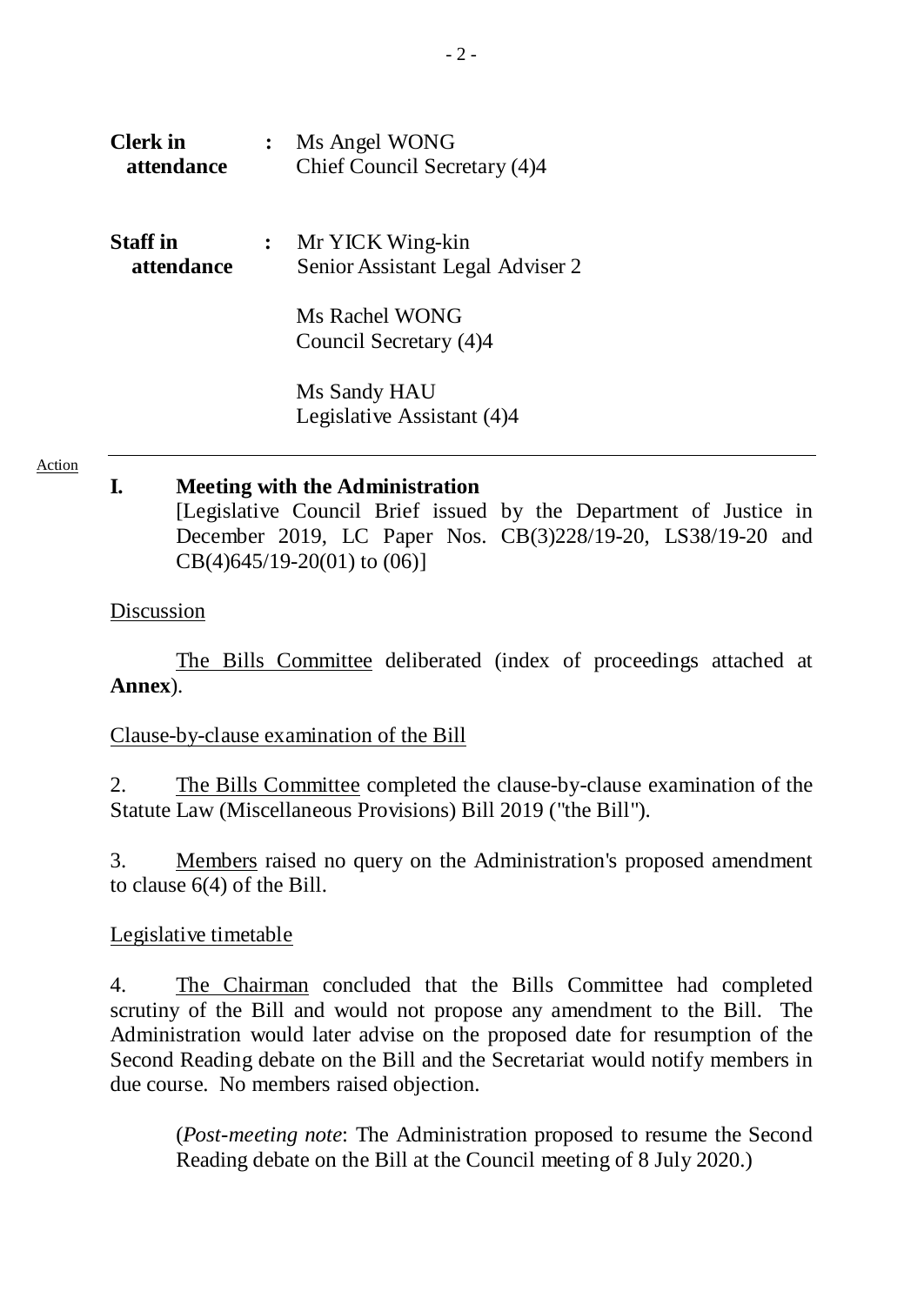| | | |
|---|---|---|
| **Clerk in attendance** | : | Ms Angel WONG<br>Chief Council Secretary (4)4 |
| **Staff in attendance** | : | Mr YICK Wing-kin<br>Senior Assistant Legal Adviser 2<br><br>Ms Rachel WONG<br>Council Secretary (4)4<br><br>Ms Sandy HAU<br>Legislative Assistant (4)4 |

---

Action

## I. Meeting with the Administration

[Legislative Council Brief issued by the Department of Justice in December 2019, LC Paper Nos. CB(3)228/19-20, LS38/19-20 and CB(4)645/19-20(01) to (06)]

Discussion

The Bills Committee deliberated (index of proceedings attached at **Annex**).

Clause-by-clause examination of the Bill

2. The Bills Committee completed the clause-by-clause examination of the Statute Law (Miscellaneous Provisions) Bill 2019 ("the Bill").

3. Members raised no query on the Administration's proposed amendment to clause 6(4) of the Bill.

Legislative timetable

4. The Chairman concluded that the Bills Committee had completed scrutiny of the Bill and would not propose any amendment to the Bill. The Administration would later advise on the proposed date for resumption of the Second Reading debate on the Bill and the Secretariat would notify members in due course. No members raised objection.

(*Post-meeting note*: The Administration proposed to resume the Second Reading debate on the Bill at the Council meeting of 8 July 2020.)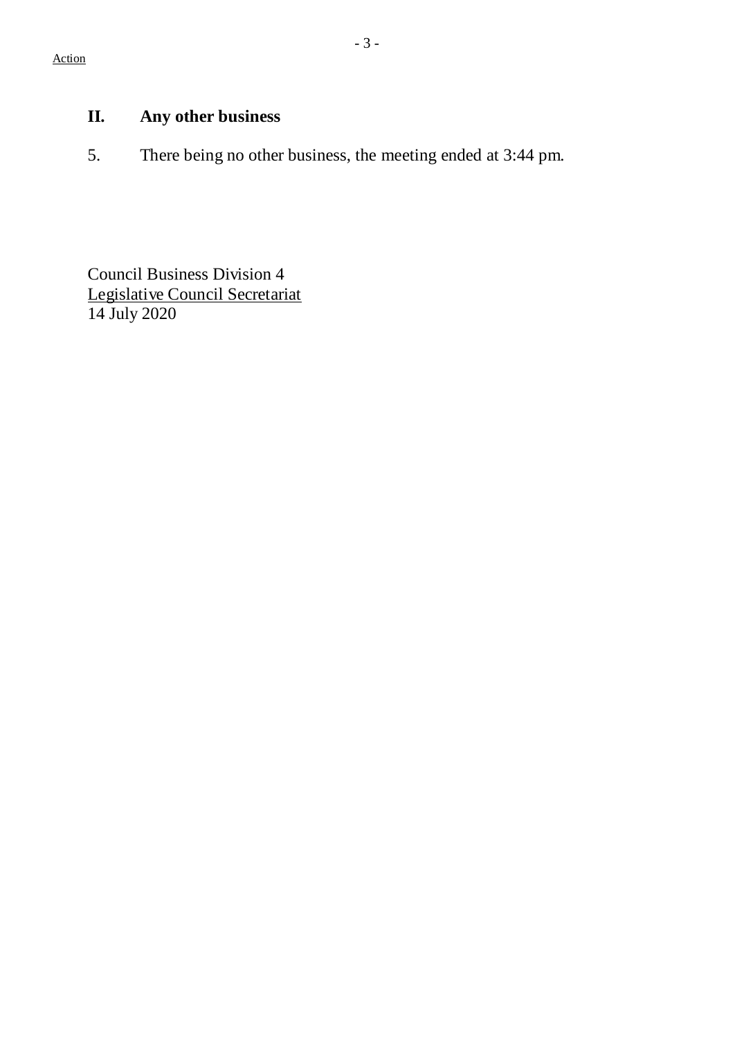Action

## II. Any other business

5. There being no other business, the meeting ended at 3:44 pm.

Council Business Division 4
Legislative Council Secretariat
14 July 2020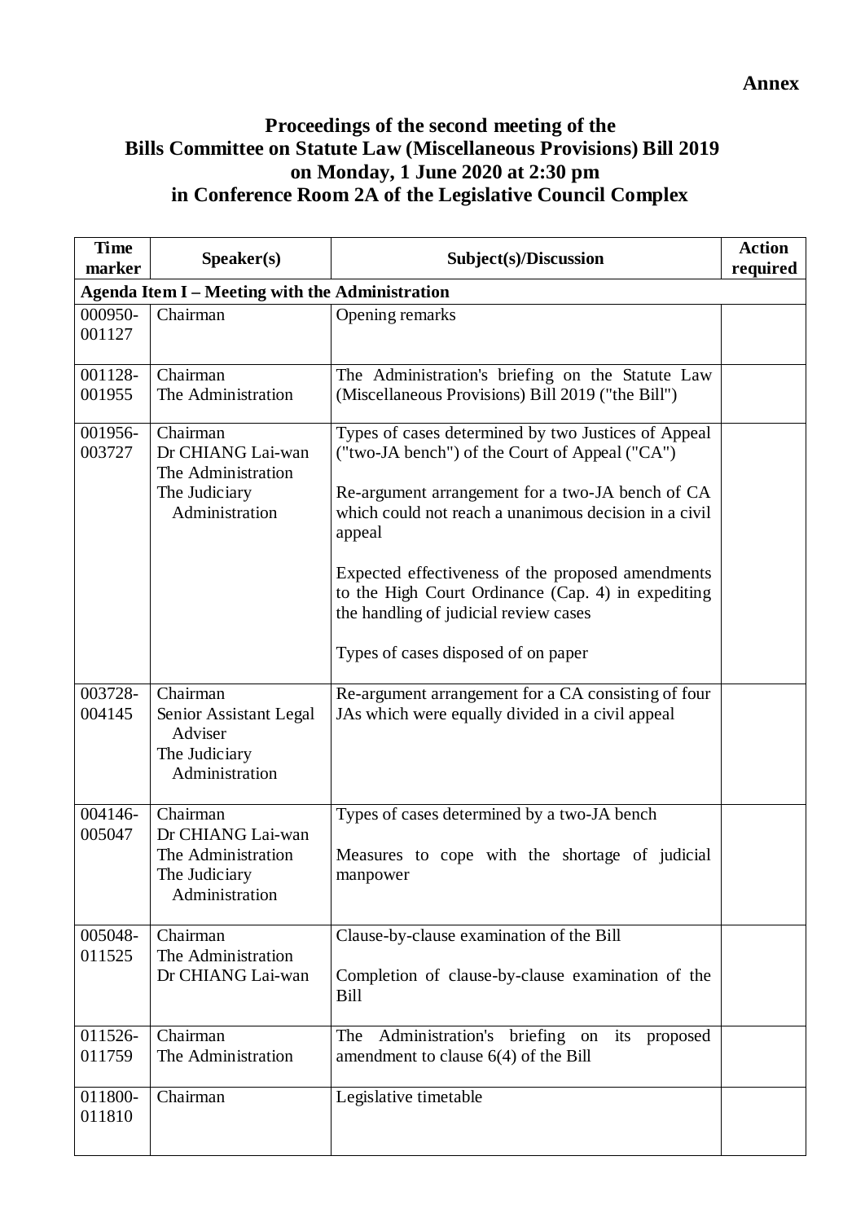**Annex**

# Proceedings of the second meeting of the Bills Committee on Statute Law (Miscellaneous Provisions) Bill 2019 on Monday, 1 June 2020 at 2:30 pm in Conference Room 2A of the Legislative Council Complex

| Time marker | Speaker(s) | Subject(s)/Discussion | Action required |
|---|---|---|---|
| **Agenda Item I – Meeting with the Administration** | | | |
| 000950-001127 | Chairman | Opening remarks | |
| 001128-001955 | Chairman<br>The Administration | The Administration's briefing on the Statute Law (Miscellaneous Provisions) Bill 2019 ("the Bill") | |
| 001956-003727 | Chairman<br>Dr CHIANG Lai-wan<br>The Administration<br>The Judiciary Administration | Types of cases determined by two Justices of Appeal ("two-JA bench") of the Court of Appeal ("CA")<br><br>Re-argument arrangement for a two-JA bench of CA which could not reach a unanimous decision in a civil appeal<br><br>Expected effectiveness of the proposed amendments to the High Court Ordinance (Cap. 4) in expediting the handling of judicial review cases<br><br>Types of cases disposed of on paper | |
| 003728-004145 | Chairman<br>Senior Assistant Legal Adviser<br>The Judiciary Administration | Re-argument arrangement for a CA consisting of four JAs which were equally divided in a civil appeal | |
| 004146-005047 | Chairman<br>Dr CHIANG Lai-wan<br>The Administration<br>The Judiciary Administration | Types of cases determined by a two-JA bench<br><br>Measures to cope with the shortage of judicial manpower | |
| 005048-011525 | Chairman<br>The Administration<br>Dr CHIANG Lai-wan | Clause-by-clause examination of the Bill<br><br>Completion of clause-by-clause examination of the Bill | |
| 011526-011759 | Chairman<br>The Administration | The Administration's briefing on its proposed amendment to clause 6(4) of the Bill | |
| 011800-011810 | Chairman | Legislative timetable | |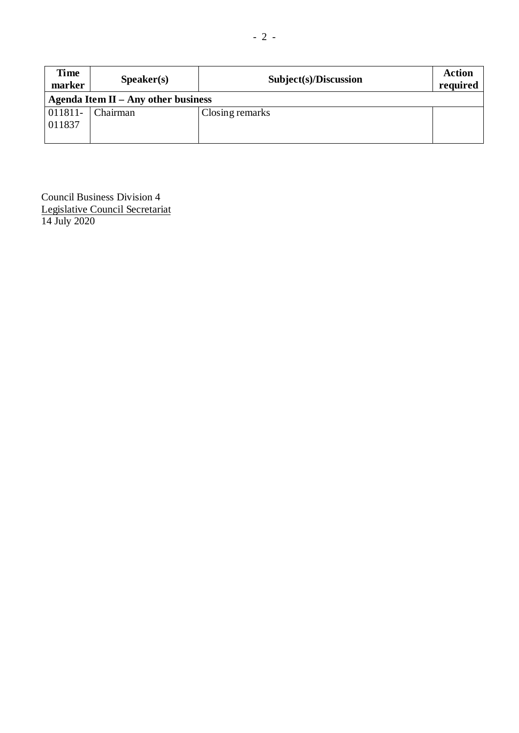| Time marker | Speaker(s) | Subject(s)/Discussion | Action required |
|---|---|---|---|
| **Agenda Item II – Any other business** | | | |
| 011811-011837 | Chairman | Closing remarks | |

Council Business Division 4
Legislative Council Secretariat
14 July 2020